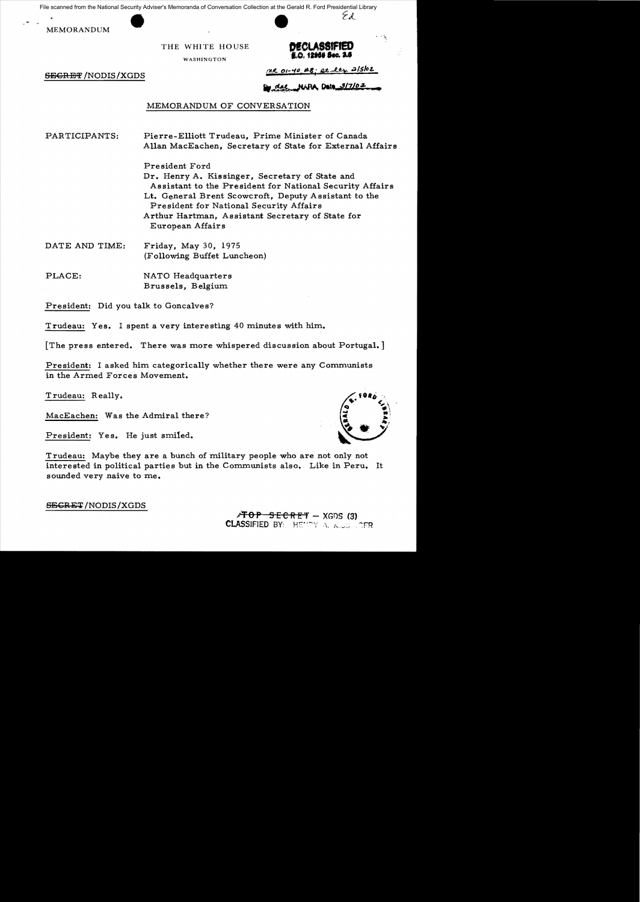MEMORANDUM

THE WHITE HOUSE

WASHINGTON

~~SECRET~~/NODIS/XGDS

DECLASSIFIED
E.O. 12958 Sec. 3.6
MR 01-40 #8; st ltr 2/5/02
By dal NARA, Date 3/7/02

## MEMORANDUM OF CONVERSATION

PARTICIPANTS: Pierre-Elliott Trudeau, Prime Minister of Canada
Allan MacEachen, Secretary of State for External Affairs

President Ford
Dr. Henry A. Kissinger, Secretary of State and Assistant to the President for National Security Affairs
Lt. General Brent Scowcroft, Deputy Assistant to the President for National Security Affairs
Arthur Hartman, Assistant Secretary of State for European Affairs

DATE AND TIME: Friday, May 30, 1975
(Following Buffet Luncheon)

PLACE: NATO Headquarters
Brussels, Belgium

President: Did you talk to Goncalves?

Trudeau: Yes. I spent a very interesting 40 minutes with him.

[The press entered. There was more whispered discussion about Portugal.]

President: I asked him categorically whether there were any Communists in the Armed Forces Movement.

Trudeau: Really.

MacEachen: Was the Admiral there?

President: Yes. He just smiled.

Trudeau: Maybe they are a bunch of military people who are not only not interested in political parties but in the Communists also. Like in Peru. It sounded very naive to me.

~~SECRET~~/NODIS/XGDS

~~TOP SECRET~~ – XGDS (3)
CLASSIFIED BY: HENRY A. KISSINGER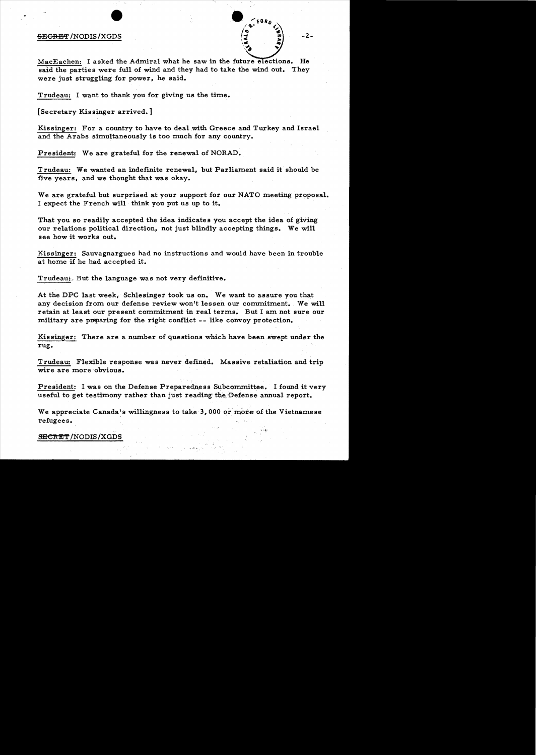MacEachen: I asked the Admiral what he saw in the future elections. He said the parties were full of wind and they had to take the wind out. They were just struggling for power, he said.

Trudeau: I want to thank you for giving us the time.

[Secretary Kissinger arrived.]

Kissinger: For a country to have to deal with Greece and Turkey and Israel and the Arabs simultaneously is too much for any country.

President: We are grateful for the renewal of NORAD.

Trudeau: We wanted an indefinite renewal, but Parliament said it should be five years, and we thought that was okay.

We are grateful but surprised at your support for our NATO meeting proposal. I expect the French will think you put us up to it.

That you so readily accepted the idea indicates you accept the idea of giving our relations political direction, not just blindly accepting things. We will see how it works out.

Kissinger: Sauvagnargues had no instructions and would have been in trouble at home if he had accepted it.

Trudeau: But the language was not very definitive.

At the DPC last week, Schlesinger took us on. We want to assure you that any decision from our defense review won't lessen our commitment. We will retain at least our present commitment in real terms. But I am not sure our military are preparing for the right conflict -- like convoy protection.

Kissinger: There are a number of questions which have been swept under the rug.

Trudeau: Flexible response was never defined. Massive retaliation and trip wire are more obvious.

President: I was on the Defense Preparedness Subcommittee. I found it very useful to get testimony rather than just reading the Defense annual report.

We appreciate Canada's willingness to take 3,000 or more of the Vietnamese refugees.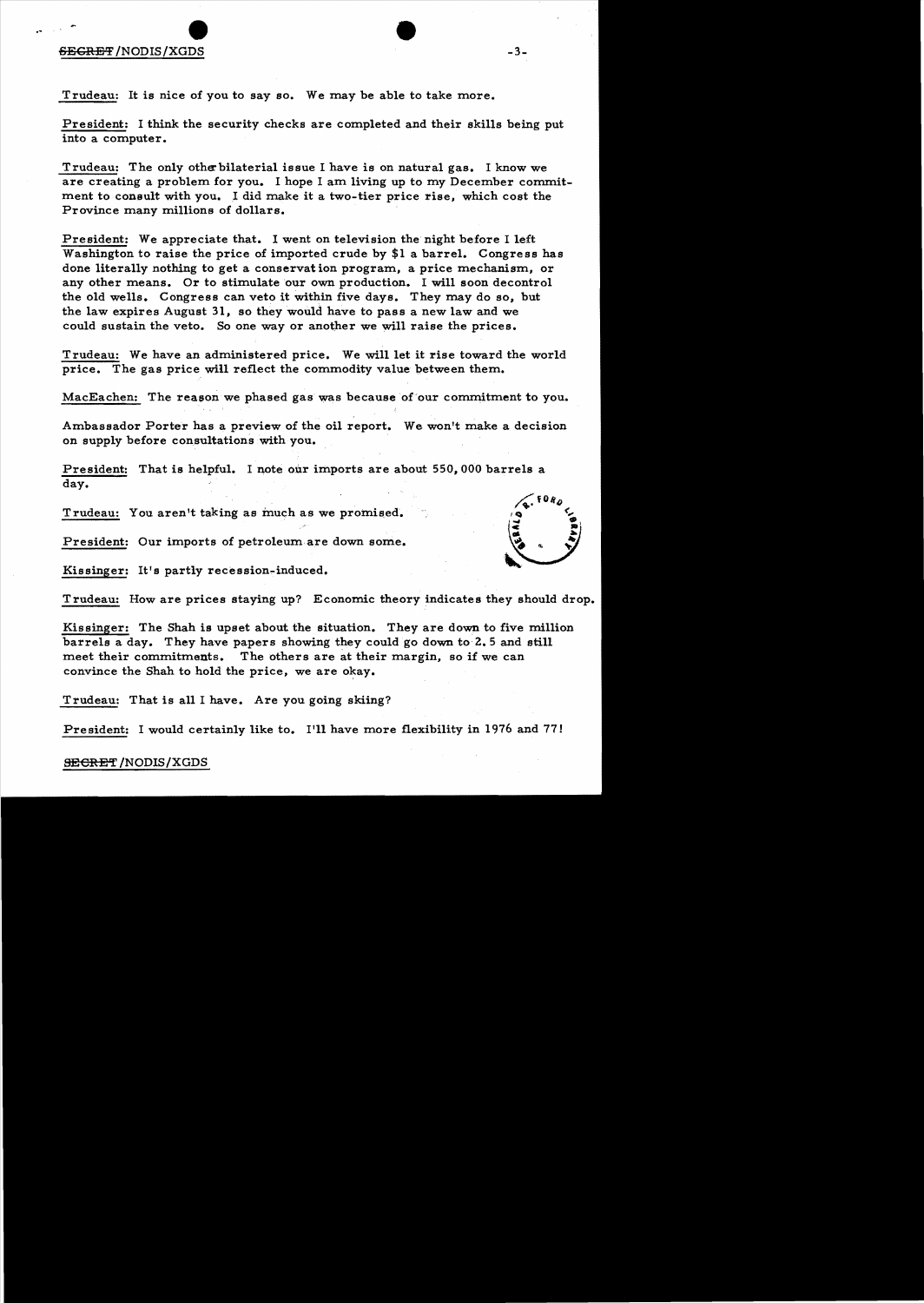Trudeau: It is nice of you to say so. We may be able to take more.

President: I think the security checks are completed and their skills being put into a computer.

Trudeau: The only other bilateral issue I have is on natural gas. I know we are creating a problem for you. I hope I am living up to my December commitment to consult with you. I did make it a two-tier price rise, which cost the Province many millions of dollars.

President: We appreciate that. I went on television the night before I left Washington to raise the price of imported crude by $1 a barrel. Congress has done literally nothing to get a conservation program, a price mechanism, or any other means. Or to stimulate our own production. I will soon decontrol the old wells. Congress can veto it within five days. They may do so, but the law expires August 31, so they would have to pass a new law and we could sustain the veto. So one way or another we will raise the prices.

Trudeau: We have an administered price. We will let it rise toward the world price. The gas price will reflect the commodity value between them.

MacEachen: The reason we phased gas was because of our commitment to you.

Ambassador Porter has a preview of the oil report. We won't make a decision on supply before consultations with you.

President: That is helpful. I note our imports are about 550,000 barrels a day.

Trudeau: You aren't taking as much as we promised.

President: Our imports of petroleum are down some.

Kissinger: It's partly recession-induced.

Trudeau: How are prices staying up? Economic theory indicates they should drop.

Kissinger: The Shah is upset about the situation. They are down to five million barrels a day. They have papers showing they could go down to 2.5 and still meet their commitments. The others are at their margin, so if we can convince the Shah to hold the price, we are okay.

Trudeau: That is all I have. Are you going skiing?

President: I would certainly like to. I'll have more flexibility in 1976 and 77!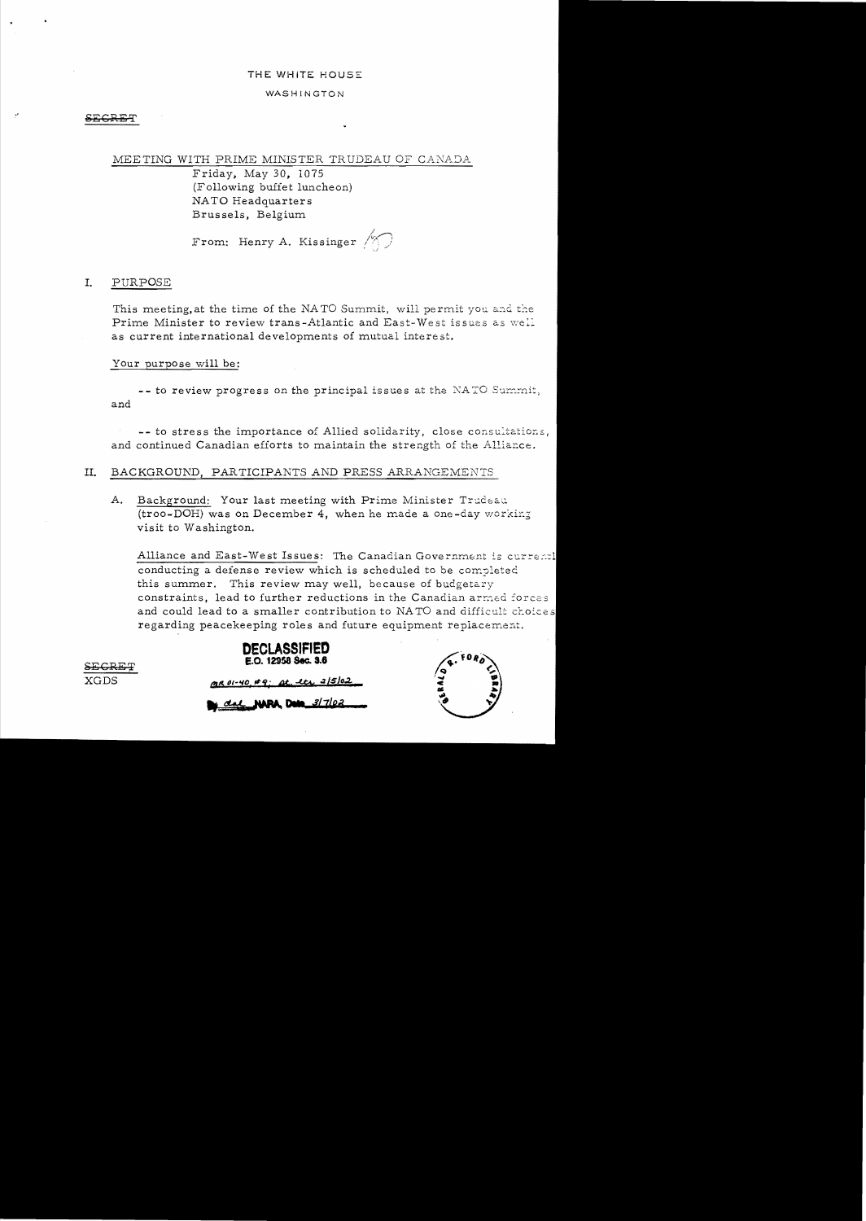THE WHITE HOUSE

WASHINGTON

~~SECRET~~

MEETING WITH PRIME MINISTER TRUDEAU OF CANADA

Friday, May 30, 1075
(Following buffet luncheon)
NATO Headquarters
Brussels, Belgium

From: Henry A. Kissinger

## I. PURPOSE

This meeting, at the time of the NATO Summit, will permit you and the Prime Minister to review trans-Atlantic and East-West issues as well as current international developments of mutual interest.

Your purpose will be:

-- to review progress on the principal issues at the NATO Summit, and

-- to stress the importance of Allied solidarity, close consultations, and continued Canadian efforts to maintain the strength of the Alliance.

## II. BACKGROUND, PARTICIPANTS AND PRESS ARRANGEMENTS

A. Background: Your last meeting with Prime Minister Trudeau (troo-DOH) was on December 4, when he made a one-day working visit to Washington.

Alliance and East-West Issues: The Canadian Government is currently conducting a defense review which is scheduled to be completed this summer. This review may well, because of budgetary constraints, lead to further reductions in the Canadian armed forces and could lead to a smaller contribution to NATO and difficult choices regarding peacekeeping roles and future equipment replacement.

~~SECRET~~
XGDS

DECLASSIFIED
E.O. 12958 Sec. 3.6
MR 01-40, #9; St. ltr 2/5/02
By dal NARA, Date 3/7/02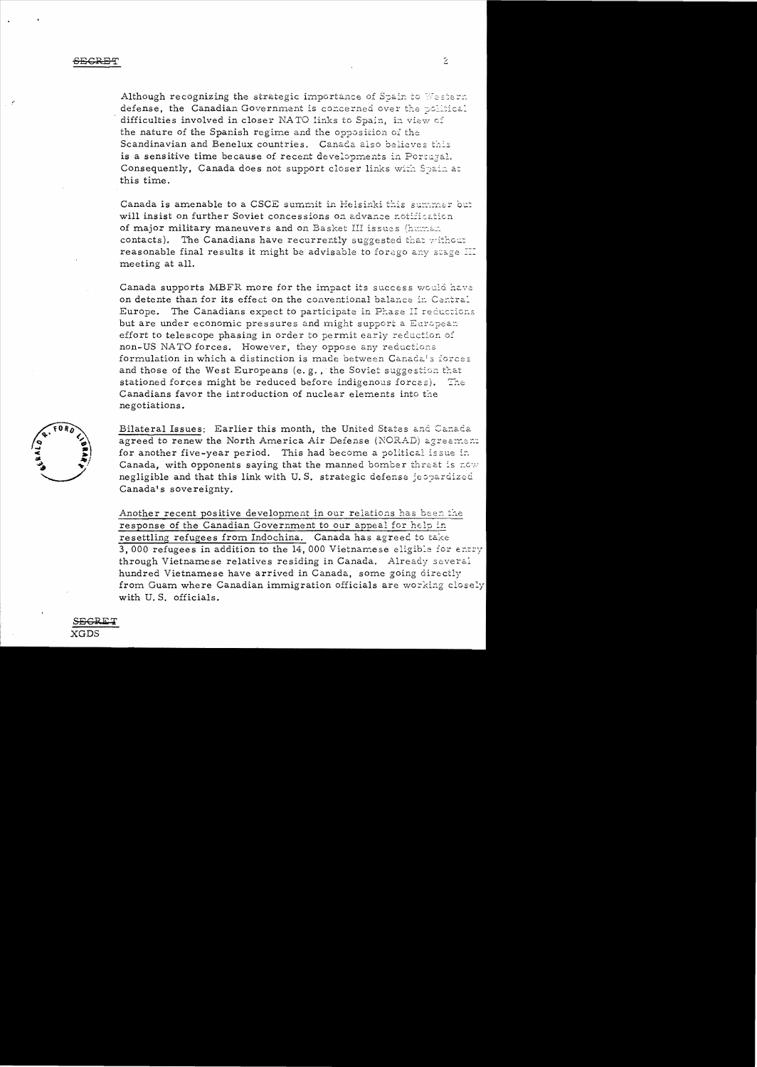SECRET

Although recognizing the strategic importance of Spain to Western defense, the Canadian Government is concerned over the political difficulties involved in closer NATO links to Spain, in view of the nature of the Spanish regime and the opposition of the Scandinavian and Benelux countries. Canada also believes this is a sensitive time because of recent developments in Portugal. Consequently, Canada does not support closer links with Spain at this time.

Canada is amenable to a CSCE summit in Helsinki this summer but will insist on further Soviet concessions on advance notification of major military maneuvers and on Basket III issues (human contacts). The Canadians have recurrently suggested that without reasonable final results it might be advisable to forego any stage III meeting at all.

Canada supports MBFR more for the impact its success would have on detente than for its effect on the conventional balance in Central Europe. The Canadians expect to participate in Phase II reductions but are under economic pressures and might support a European effort to telescope phasing in order to permit early reduction of non-US NATO forces. However, they oppose any reductions formulation in which a distinction is made between Canada's forces and those of the West Europeans (e.g., the Soviet suggestion that stationed forces might be reduced before indigenous forces). The Canadians favor the introduction of nuclear elements into the negotiations.

Bilateral Issues: Earlier this month, the United States and Canada agreed to renew the North America Air Defense (NORAD) agreement for another five-year period. This had become a political issue in Canada, with opponents saying that the manned bomber threat is now negligible and that this link with U.S. strategic defense jeopardized Canada's sovereignty.

Another recent positive development in our relations has been the response of the Canadian Government to our appeal for help in resettling refugees from Indochina. Canada has agreed to take 3,000 refugees in addition to the 14,000 Vietnamese eligible for entry through Vietnamese relatives residing in Canada. Already several hundred Vietnamese have arrived in Canada, some going directly from Guam where Canadian immigration officials are working closely with U.S. officials.

SECRET
XGDS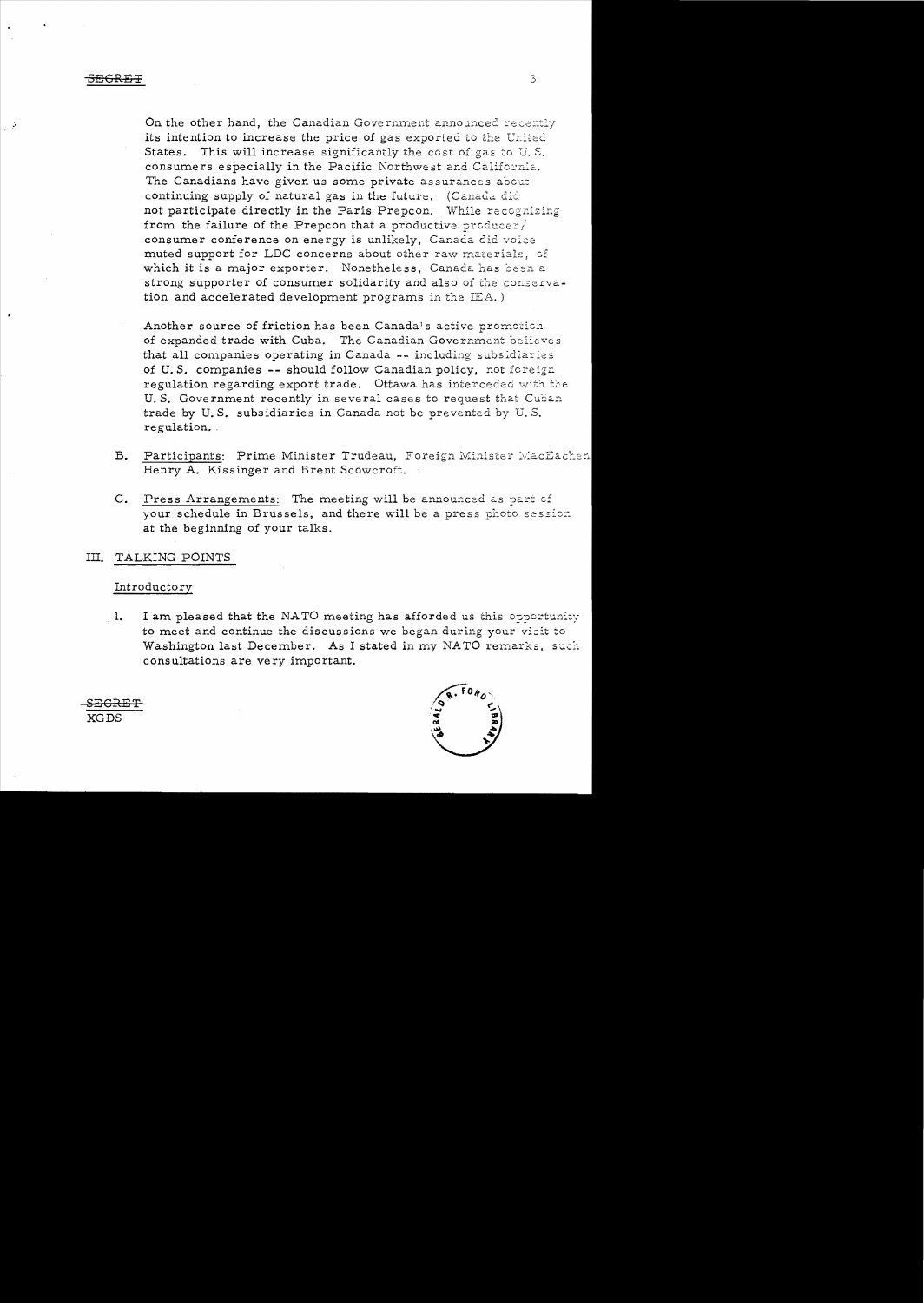On the other hand, the Canadian Government announced recently its intention to increase the price of gas exported to the United States. This will increase significantly the cost of gas to U.S. consumers especially in the Pacific Northwest and California. The Canadians have given us some private assurances about continuing supply of natural gas in the future. (Canada did not participate directly in the Paris Prepcon. While recognizing from the failure of the Prepcon that a productive producer/consumer conference on energy is unlikely, Canada did voice muted support for LDC concerns about other raw materials, of which it is a major exporter. Nonetheless, Canada has been a strong supporter of consumer solidarity and also of the conservation and accelerated development programs in the IEA.)

Another source of friction has been Canada's active promotion of expanded trade with Cuba. The Canadian Government believes that all companies operating in Canada -- including subsidiaries of U.S. companies -- should follow Canadian policy, not foreign regulation regarding export trade. Ottawa has interceded with the U.S. Government recently in several cases to request that Cuban trade by U.S. subsidiaries in Canada not be prevented by U.S. regulation.

B. Participants: Prime Minister Trudeau, Foreign Minister MacEachen, Henry A. Kissinger and Brent Scowcroft.

C. Press Arrangements: The meeting will be announced as part of your schedule in Brussels, and there will be a press photo session at the beginning of your talks.

## III. TALKING POINTS

Introductory

1. I am pleased that the NATO meeting has afforded us this opportunity to meet and continue the discussions we began during your visit to Washington last December. As I stated in my NATO remarks, such consultations are very important.

~~SECRET~~
XGDS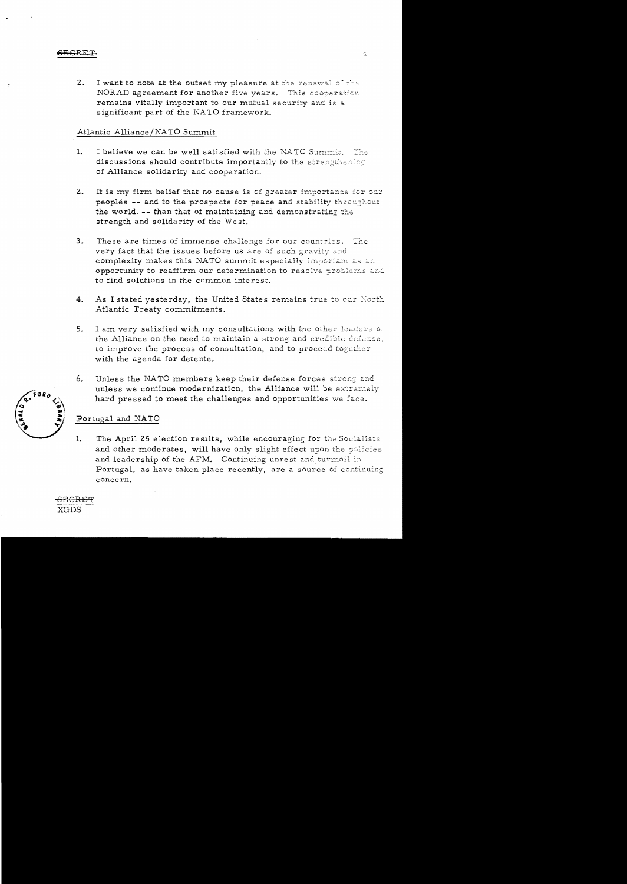SECRET

2. I want to note at the outset my pleasure at the renewal of the NORAD agreement for another five years. This cooperation remains vitally important to our mutual security and is a significant part of the NATO framework.

Atlantic Alliance/NATO Summit

1. I believe we can be well satisfied with the NATO Summit. The discussions should contribute importantly to the strengthening of Alliance solidarity and cooperation.

2. It is my firm belief that no cause is of greater importance for our peoples -- and to the prospects for peace and stability throughout the world. -- than that of maintaining and demonstrating the strength and solidarity of the West.

3. These are times of immense challenge for our countries. The very fact that the issues before us are of such gravity and complexity makes this NATO summit especially important as an opportunity to reaffirm our determination to resolve problems and to find solutions in the common interest.

4. As I stated yesterday, the United States remains true to our North Atlantic Treaty commitments.

5. I am very satisfied with my consultations with the other leaders of the Alliance on the need to maintain a strong and credible defense, to improve the process of consultation, and to proceed together with the agenda for detente.

6. Unless the NATO members keep their defense forces strong and unless we continue modernization, the Alliance will be extremely hard pressed to meet the challenges and opportunities we face.

Portugal and NATO

1. The April 25 election results, while encouraging for the Socialists and other moderates, will have only slight effect upon the policies and leadership of the AFM. Continuing unrest and turmoil in Portugal, as have taken place recently, are a source of continuing concern.

SECRET
XGDS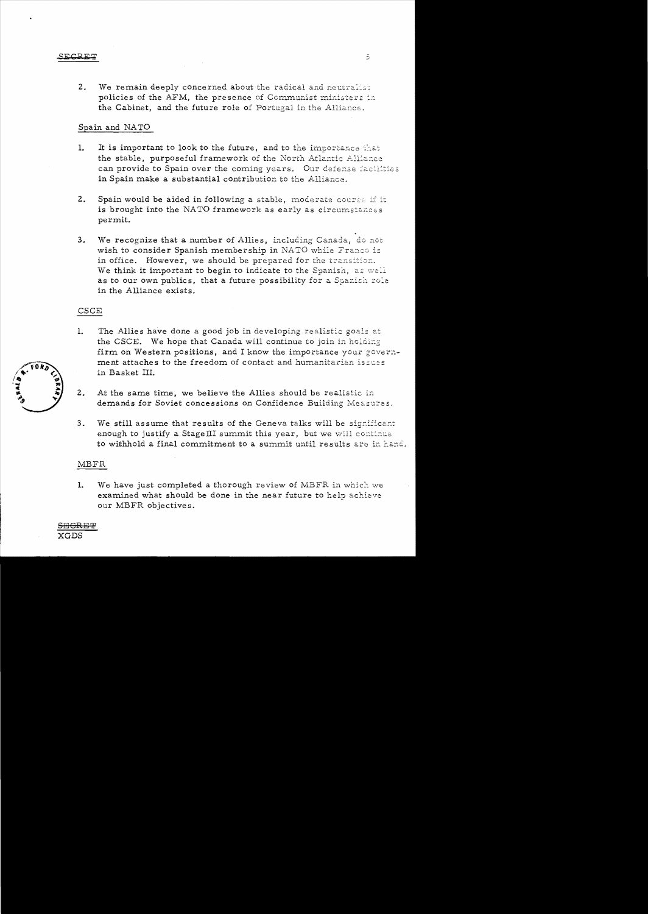SECRET

2. We remain deeply concerned about the radical and neutralist policies of the AFM, the presence of Communist ministers in the Cabinet, and the future role of Portugal in the Alliance.

Spain and NATO

1. It is important to look to the future, and to the importance that the stable, purposeful framework of the North Atlantic Alliance can provide to Spain over the coming years. Our defense facilities in Spain make a substantial contribution to the Alliance.

2. Spain would be aided in following a stable, moderate course if it is brought into the NATO framework as early as circumstances permit.

3. We recognize that a number of Allies, including Canada, do not wish to consider Spanish membership in NATO while Franco is in office. However, we should be prepared for the transition. We think it important to begin to indicate to the Spanish, as well as to our own publics, that a future possibility for a Spanish role in the Alliance exists.

CSCE

1. The Allies have done a good job in developing realistic goals at the CSCE. We hope that Canada will continue to join in holding firm on Western positions, and I know the importance your government attaches to the freedom of contact and humanitarian issues in Basket III.

2. At the same time, we believe the Allies should be realistic in demands for Soviet concessions on Confidence Building Measures.

3. We still assume that results of the Geneva talks will be significant enough to justify a Stage III summit this year, but we will continue to withhold a final commitment to a summit until results are in hand.

MBFR

1. We have just completed a thorough review of MBFR in which we examined what should be done in the near future to help achieve our MBFR objectives.

SECRET
XGDS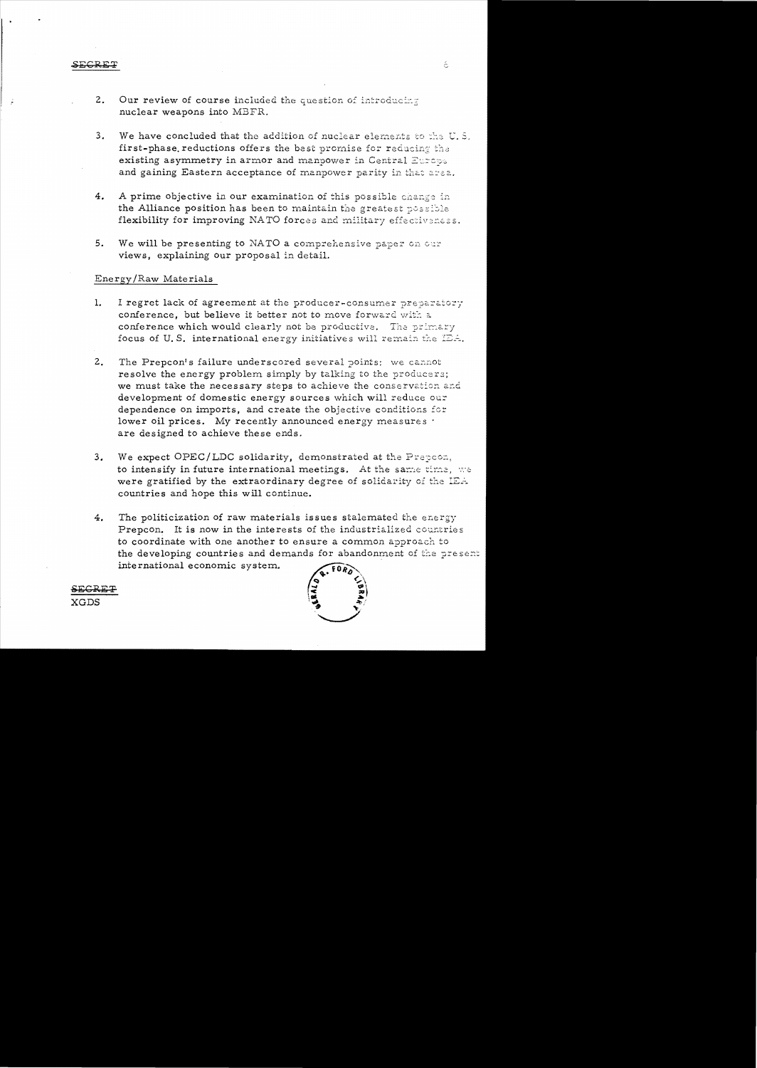SECRET

2. Our review of course included the question of introducing nuclear weapons into MBFR.

3. We have concluded that the addition of nuclear elements to the U. S. first-phase reductions offers the best promise for reducing the existing asymmetry in armor and manpower in Central Europe and gaining Eastern acceptance of manpower parity in that area.

4. A prime objective in our examination of this possible change in the Alliance position has been to maintain the greatest possible flexibility for improving NATO forces and military effectiveness.

5. We will be presenting to NATO a comprehensive paper on our views, explaining our proposal in detail.

Energy/Raw Materials

1. I regret lack of agreement at the producer-consumer preparatory conference, but believe it better not to move forward with a conference which would clearly not be productive. The primary focus of U. S. international energy initiatives will remain the IEA.

2. The Prepcon's failure underscored several points: we cannot resolve the energy problem simply by talking to the producers; we must take the necessary steps to achieve the conservation and development of domestic energy sources which will reduce our dependence on imports, and create the objective conditions for lower oil prices. My recently announced energy measures are designed to achieve these ends.

3. We expect OPEC/LDC solidarity, demonstrated at the Prepcon, to intensify in future international meetings. At the same time, we were gratified by the extraordinary degree of solidarity of the IEA countries and hope this will continue.

4. The politicization of raw materials issues stalemated the energy Prepcon. It is now in the interests of the industrialized countries to coordinate with one another to ensure a common approach to the developing countries and demands for abandonment of the present international economic system.

SECRET
XGDS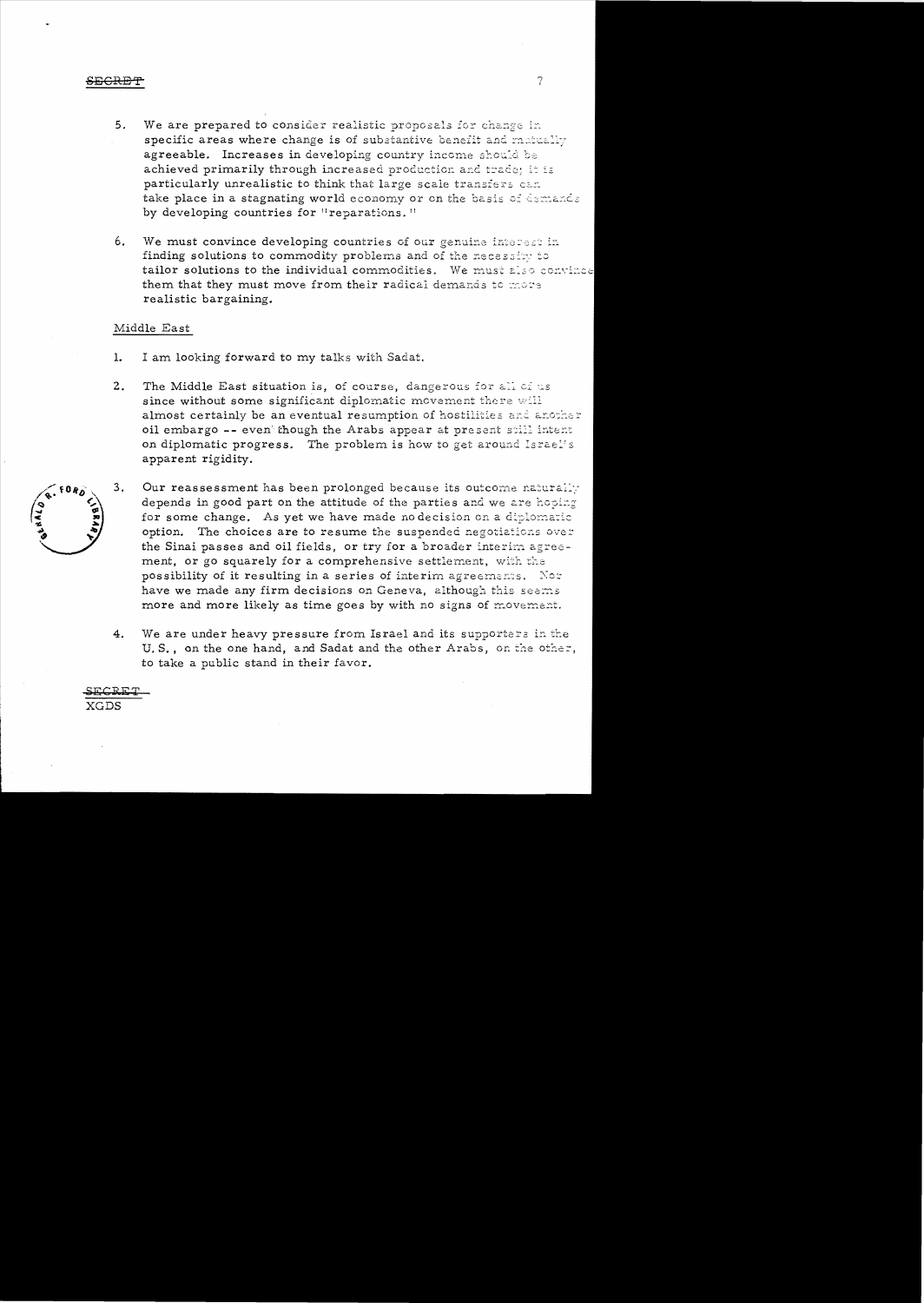SECRET

5. We are prepared to consider realistic proposals for change in specific areas where change is of substantive benefit and mutually agreeable. Increases in developing country income should be achieved primarily through increased production and trade; it is particularly unrealistic to think that large scale transfers can take place in a stagnating world economy or on the basis of demands by developing countries for "reparations."

6. We must convince developing countries of our genuine interest in finding solutions to commodity problems and of the necessity to tailor solutions to the individual commodities. We must also convince them that they must move from their radical demands to more realistic bargaining.

Middle East

1. I am looking forward to my talks with Sadat.

2. The Middle East situation is, of course, dangerous for all of us since without some significant diplomatic movement there will almost certainly be an eventual resumption of hostilities and another oil embargo -- even though the Arabs appear at present still intent on diplomatic progress. The problem is how to get around Israel's apparent rigidity.

3. Our reassessment has been prolonged because its outcome naturally depends in good part on the attitude of the parties and we are hoping for some change. As yet we have made no decision on a diplomatic option. The choices are to resume the suspended negotiations over the Sinai passes and oil fields, or try for a broader interim agreement, or go squarely for a comprehensive settlement, with the possibility of it resulting in a series of interim agreements. Nor have we made any firm decisions on Geneva, although this seems more and more likely as time goes by with no signs of movement.

4. We are under heavy pressure from Israel and its supporters in the U.S., on the one hand, and Sadat and the other Arabs, on the other, to take a public stand in their favor.

SECRET
XGDS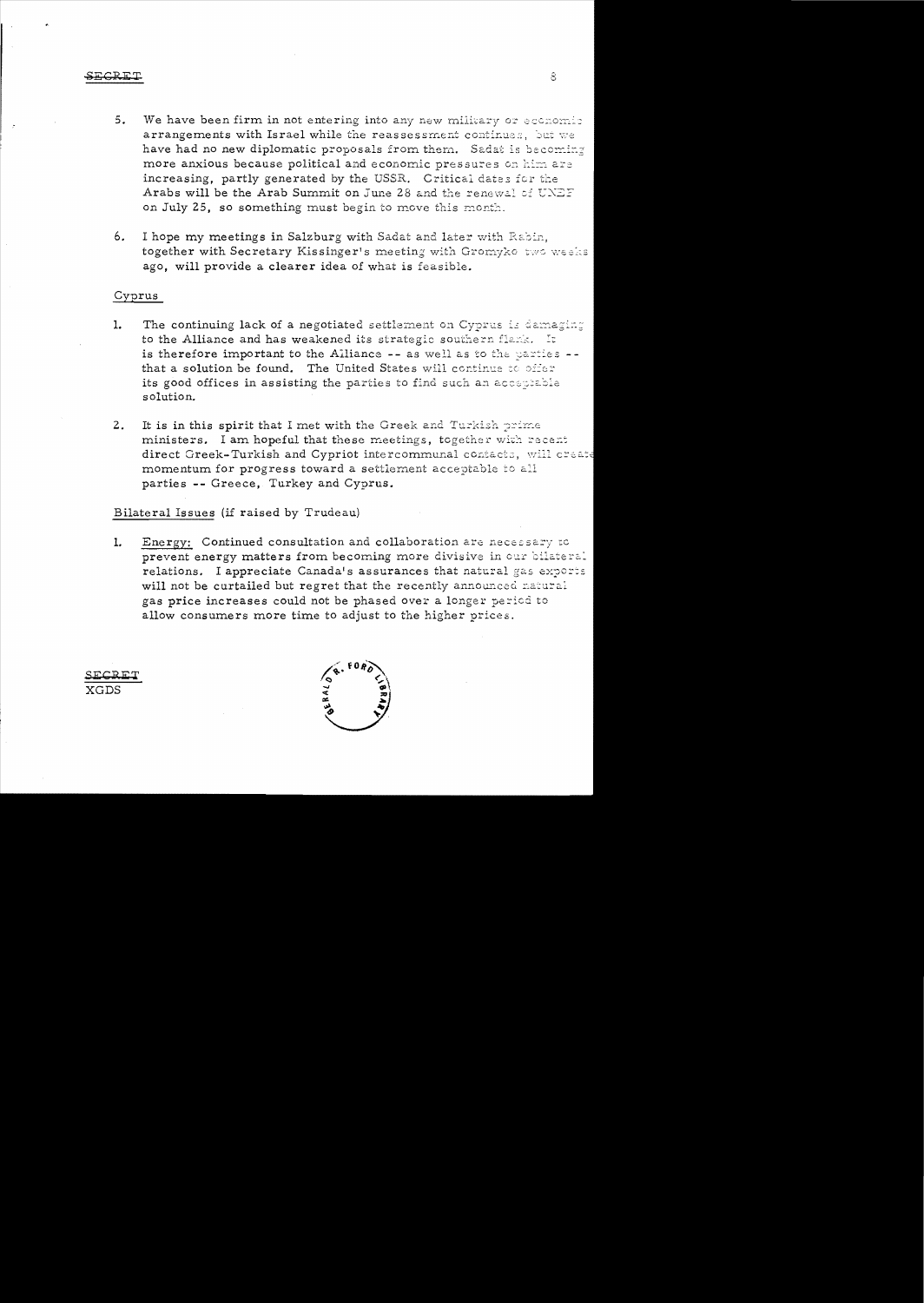SECRET

5. We have been firm in not entering into any new military or economic arrangements with Israel while the reassessment continues, but we have had no new diplomatic proposals from them. Sadat is becoming more anxious because political and economic pressures on him are increasing, partly generated by the USSR. Critical dates for the Arabs will be the Arab Summit on June 28 and the renewal of UNEF on July 25, so something must begin to move this month.

6. I hope my meetings in Salzburg with Sadat and later with Rabin, together with Secretary Kissinger's meeting with Gromyko two weeks ago, will provide a clearer idea of what is feasible.

## Cyprus

1. The continuing lack of a negotiated settlement on Cyprus is damaging to the Alliance and has weakened its strategic southern flank. It is therefore important to the Alliance -- as well as to the parties -- that a solution be found. The United States will continue to offer its good offices in assisting the parties to find such an acceptable solution.

2. It is in this spirit that I met with the Greek and Turkish prime ministers. I am hopeful that these meetings, together with recent direct Greek-Turkish and Cypriot intercommunal contacts, will create momentum for progress toward a settlement acceptable to all parties -- Greece, Turkey and Cyprus.

## Bilateral Issues (if raised by Trudeau)

1. Energy: Continued consultation and collaboration are necessary to prevent energy matters from becoming more divisive in our bilateral relations. I appreciate Canada's assurances that natural gas exports will not be curtailed but regret that the recently announced natural gas price increases could not be phased over a longer period to allow consumers more time to adjust to the higher prices.

SECRET
XGDS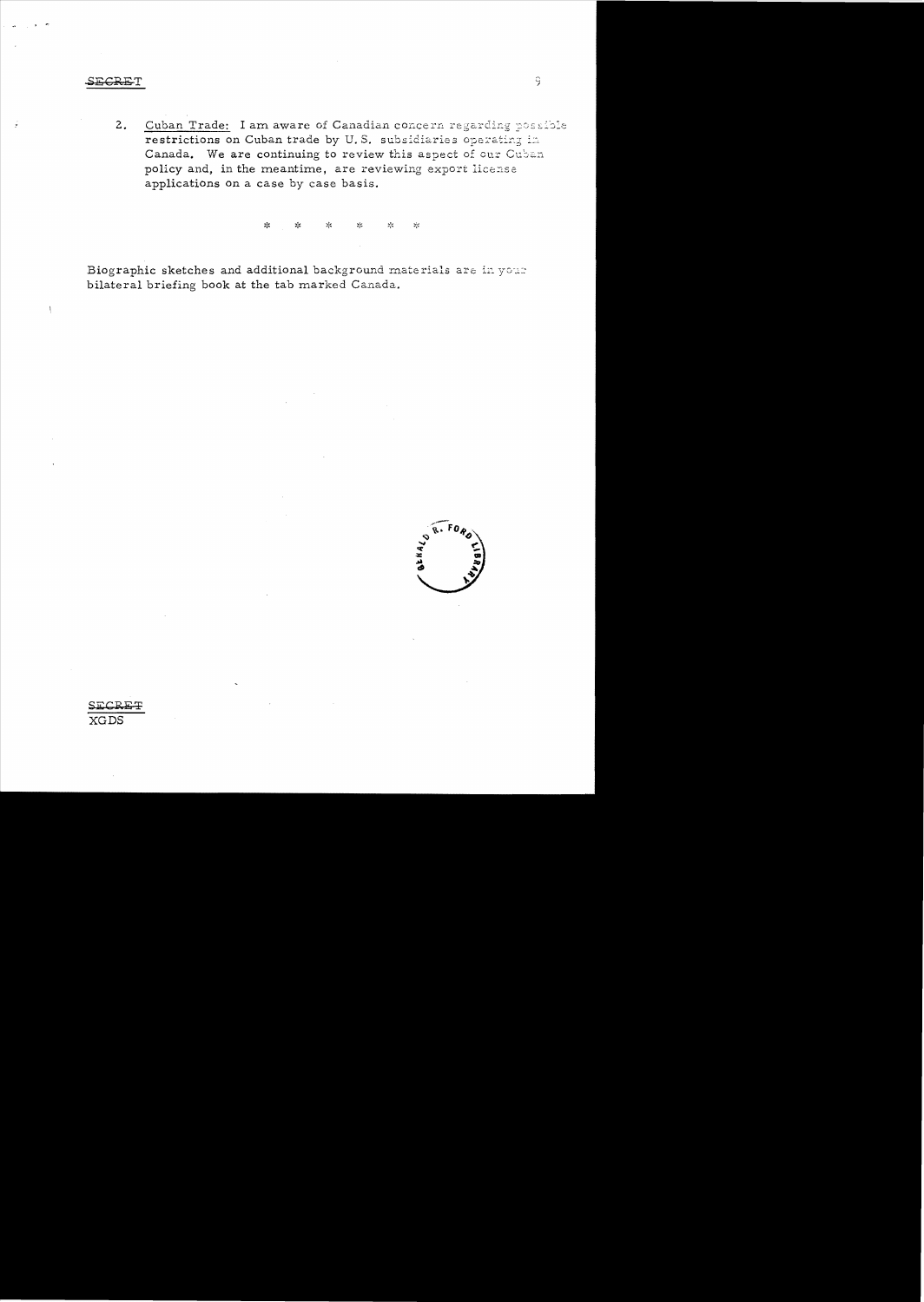SECRET

2. <u>Cuban Trade:</u> I am aware of Canadian concern regarding possible restrictions on Cuban trade by U.S. subsidiaries operating in Canada. We are continuing to review this aspect of our Cuban policy and, in the meantime, are reviewing export license applications on a case by case basis.

\* \* \* \* \* \*

Biographic sketches and additional background materials are in your bilateral briefing book at the tab marked Canada.

SECRET
XGDS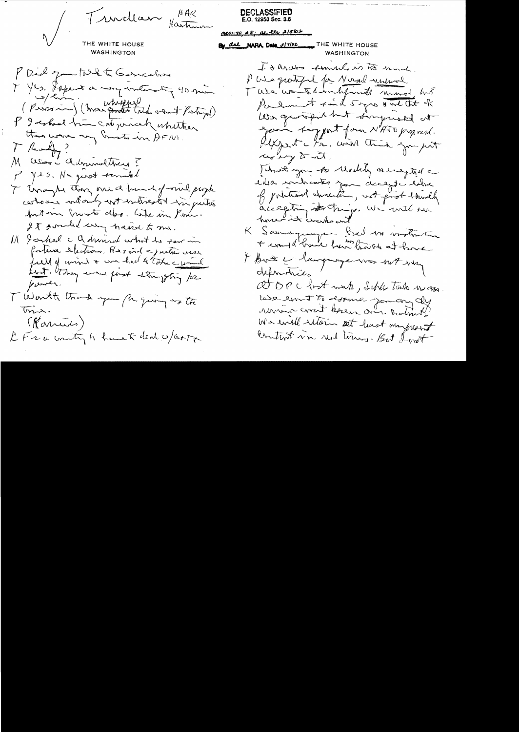Trudeau HAK Hartman

THE WHITE HOUSE
WASHINGTON

P Did you talk to Gonçalves

T Yes. I spent a very interesting 40 min w/him. (Russian) (Macr quoted talks w/int Portugal)

P I asked him categorically whether there were any Commies in AFM.

T Really?

M Was it Admiral Cunha?

P Yes. He just smiled

T Thought they were a bunch of wild people cartoons without interest in parties but in Commie also. Like in Peru. It sounded very naive to me.

M I asked c Admiral what he saw in future elections. He said c parties were full of wind & we had to take c wind out. They were just struggling for power.

T Wouldn't thank you for giving us the time.

(Karamanlis)

K For a country to have to deal w/Greece

DECLASSIFIED
E.O. 12958 Sec. 3.6
MR01-40 #8; OSD ltr 2/5/02
By dal NARA, Date 8/7/02

THE WHITE HOUSE
WASHINGTON

It always sounds so too much.

P We grateful for Nord unmoral

T We want to indefinitely moved but Parliament said 5 yrs & we did it. K was grateful but surprised at your support for NATO proposal. Expect c Pr. would think you put no try to it.

T What you to Mallaby accepted c idea indicates you accept c idea of political direction, not just blindly accepting others things. We will see how it works out.

K Sauvagnargues used no instruction & would have been tough at home.

T But c language was not very definitive.

At DPC last week, Schlesinger took us on. We want to assume January day summit would be over. Sentiment? We will retain at least an important content in real terms. But I-not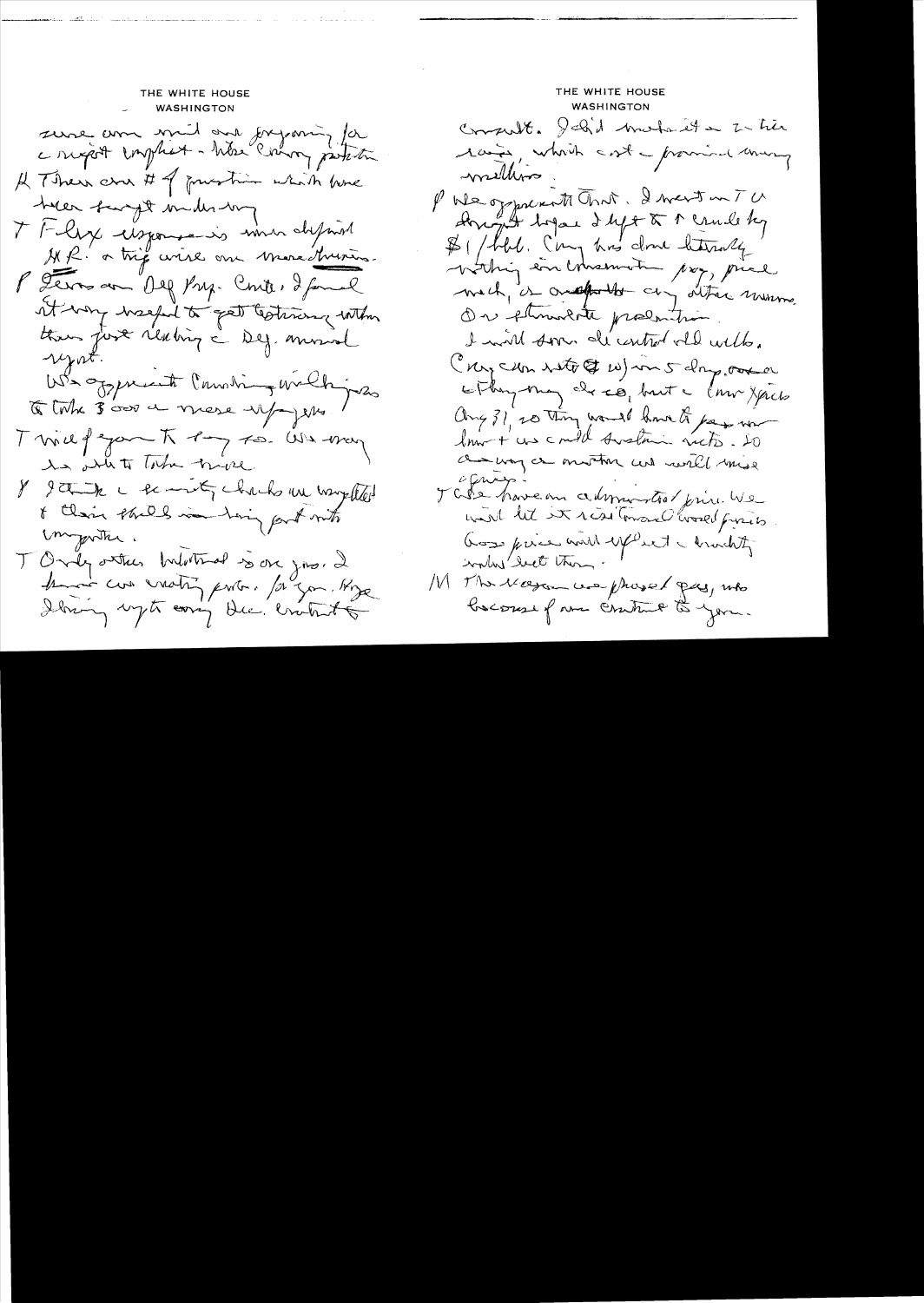sure are and are preparing for a report emphasis - like energy protection.

K There are # of questions which have been brought under way.

T F[?] response is much deferred. H.R. a big issue on more items.

P Zero on Def Bus. Cmte. I found it very useful to get testimony rather than just reading a Dep. annual report.

We appreciate Canadian willingness to take 3000 more refugees.

T Nice of you to say so. We may be able to take more.

P I think the security checks are completed & these should move fast into Canada.

T Only other bilateral is our gas. I know we are creating prob. for you. Hope to bring up to every Dec. contract to consult. I did make it a 2-tier price, which cost a province many millions.

P We appreciate that. I went on TV & brought up & left it to 1 crude by $1/bbl. Cong has done literally nothing on conservation prog, price mech, or any other means. Or stimulate production. I will soon decontrol old wells. Cong can vote w/in 5 days, override. They may do so, but it now expires Aug 31, so they would have to pass new law & we could sustain vetoes. So one way or another we will move forward.

T We have an administered price. We want to let it rise toward world prices. Gas price will reflect a [?] industry [?] than.

M The [?] we phased gas, who becomes for our contract to you.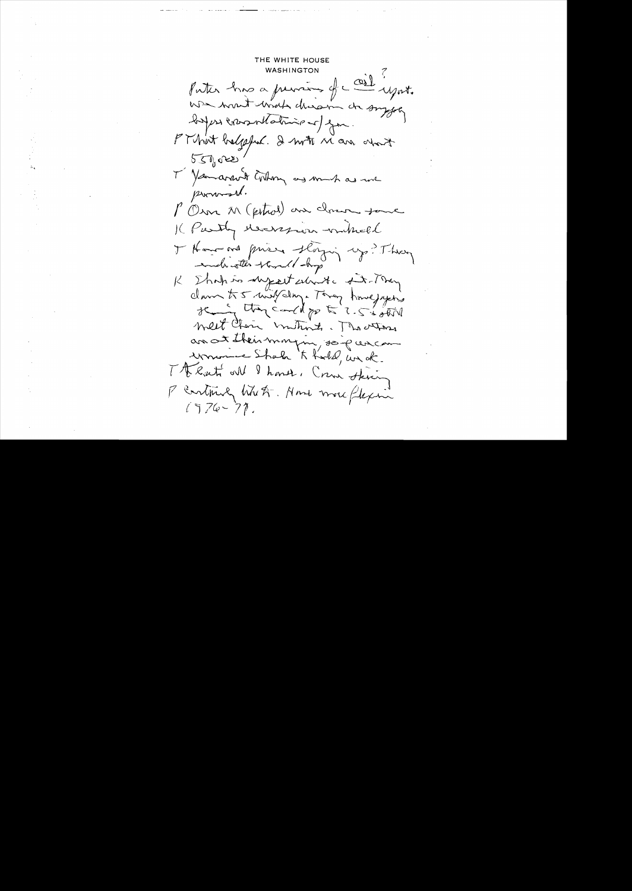THE WHITE HOUSE
WASHINGTON

Peter has a preview of the oil? report. We want whats decision do suggest before consultation w/ you.

P That helpful. I wrote M an about 550,000

T You aren't getting as much as we promised.

P Our M (petrol) are down some

K Partly recession induced

T How are prices staying up? They indicated would drop

K Shah is upset about it. They claim to 5 mil/day. They have figures showing they could go to 2.5 & still meet their methods. The others are at their margin, so if we can convince Shah to hold, we ok.

T At least all I have, Crown Prince

P Certainly wish it. Home more flexible 1976-77.